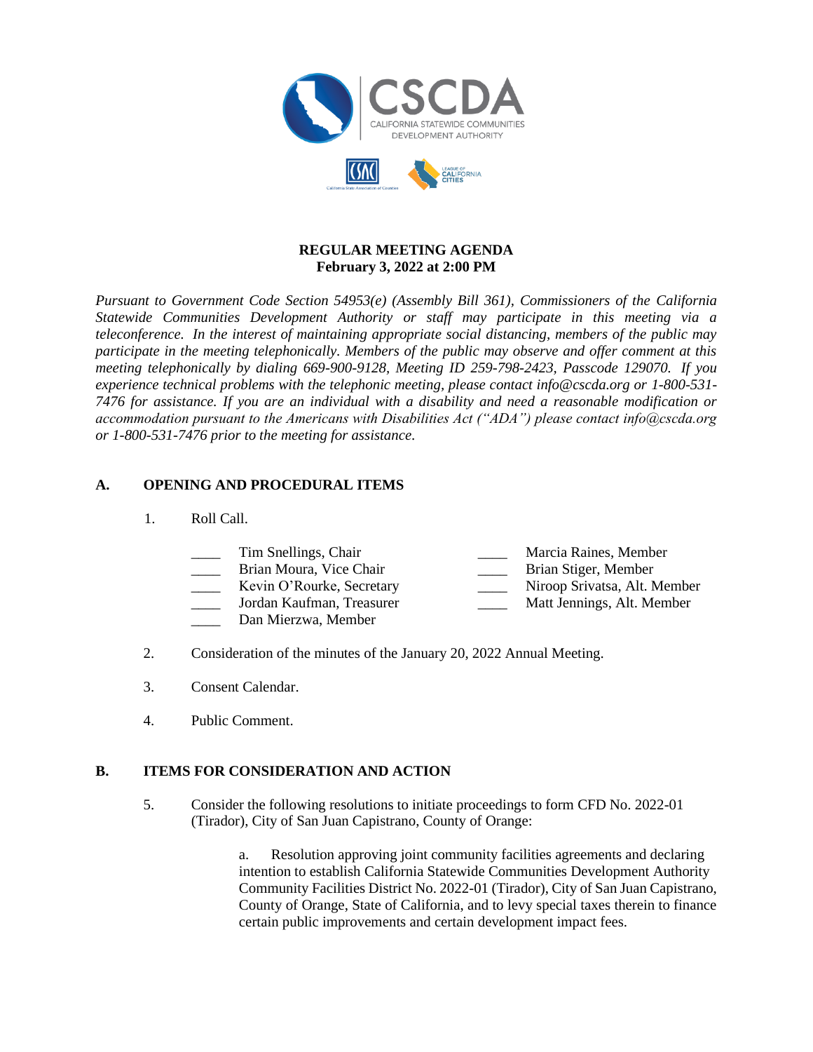CSCDA

CALIFORNIA STATEWIDE COMMUNITIES DEVELOPMENT AUTHORITY

**REGULAR MEETING AGENDA**
**February 3, 2022 at 2:00 PM**

*Pursuant to Government Code Section 54953(e) (Assembly Bill 361), Commissioners of the California Statewide Communities Development Authority or staff may participate in this meeting via a teleconference. In the interest of maintaining appropriate social distancing, members of the public may participate in the meeting telephonically. Members of the public may observe and offer comment at this meeting telephonically by dialing 669-900-9128, Meeting ID 259-798-2423, Passcode 129070. If you experience technical problems with the telephonic meeting, please contact info@cscda.org or 1-800-531-7476 for assistance. If you are an individual with a disability and need a reasonable modification or accommodation pursuant to the Americans with Disabilities Act ("ADA") please contact info@cscda.org or 1-800-531-7476 prior to the meeting for assistance.*

## A. OPENING AND PROCEDURAL ITEMS

1. Roll Call.

   ____ Tim Snellings, Chair
   ____ Brian Moura, Vice Chair
   ____ Kevin O'Rourke, Secretary
   ____ Jordan Kaufman, Treasurer
   ____ Dan Mierzwa, Member
   ____ Marcia Raines, Member
   ____ Brian Stiger, Member
   ____ Niroop Srivatsa, Alt. Member
   ____ Matt Jennings, Alt. Member

2. Consideration of the minutes of the January 20, 2022 Annual Meeting.

3. Consent Calendar.

4. Public Comment.

## B. ITEMS FOR CONSIDERATION AND ACTION

5. Consider the following resolutions to initiate proceedings to form CFD No. 2022-01 (Tirador), City of San Juan Capistrano, County of Orange:

   a. Resolution approving joint community facilities agreements and declaring intention to establish California Statewide Communities Development Authority Community Facilities District No. 2022-01 (Tirador), City of San Juan Capistrano, County of Orange, State of California, and to levy special taxes therein to finance certain public improvements and certain development impact fees.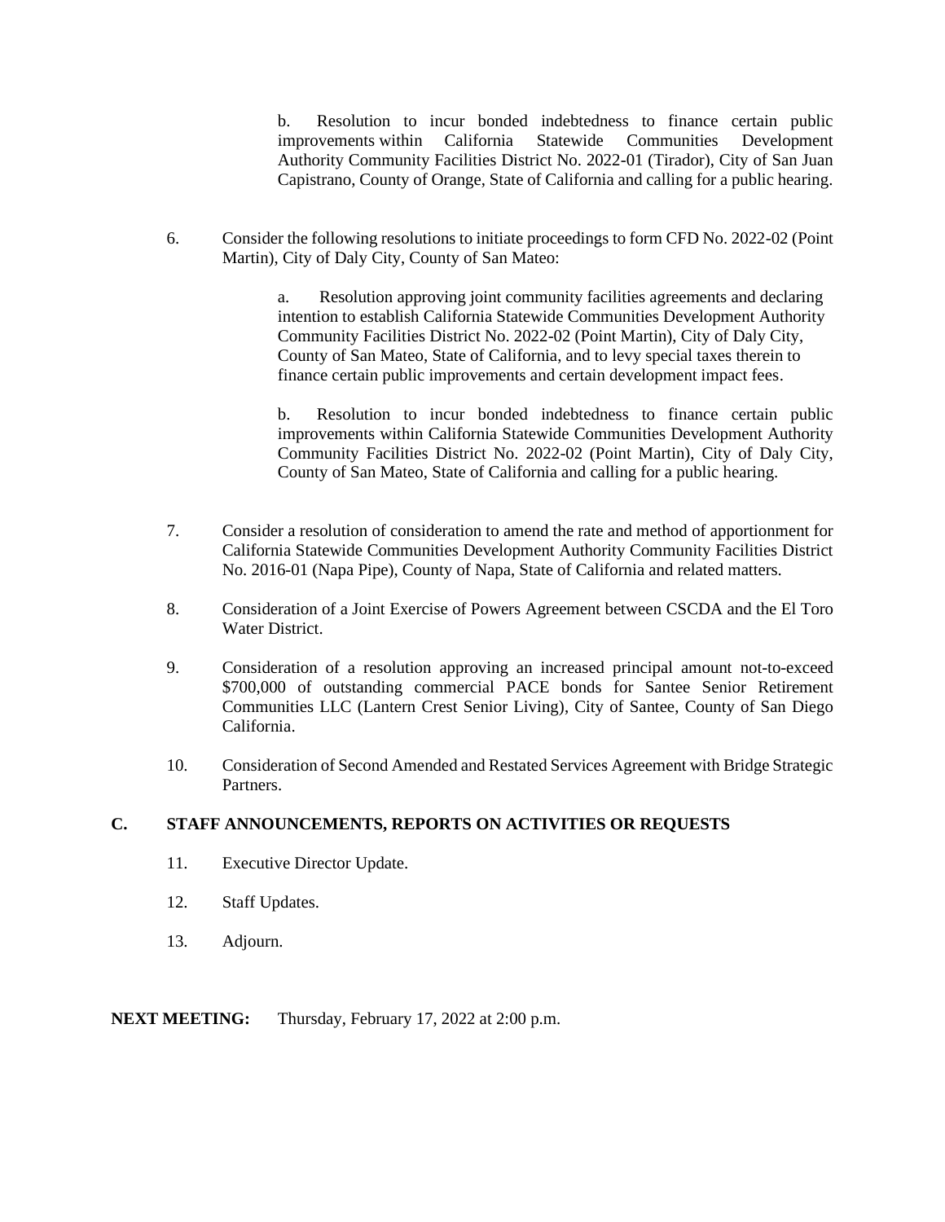b. Resolution to incur bonded indebtedness to finance certain public improvements within California Statewide Communities Development Authority Community Facilities District No. 2022-01 (Tirador), City of San Juan Capistrano, County of Orange, State of California and calling for a public hearing.

6. Consider the following resolutions to initiate proceedings to form CFD No. 2022-02 (Point Martin), City of Daly City, County of San Mateo:

   a. Resolution approving joint community facilities agreements and declaring intention to establish California Statewide Communities Development Authority Community Facilities District No. 2022-02 (Point Martin), City of Daly City, County of San Mateo, State of California, and to levy special taxes therein to finance certain public improvements and certain development impact fees.

   b. Resolution to incur bonded indebtedness to finance certain public improvements within California Statewide Communities Development Authority Community Facilities District No. 2022-02 (Point Martin), City of Daly City, County of San Mateo, State of California and calling for a public hearing.

7. Consider a resolution of consideration to amend the rate and method of apportionment for California Statewide Communities Development Authority Community Facilities District No. 2016-01 (Napa Pipe), County of Napa, State of California and related matters.

8. Consideration of a Joint Exercise of Powers Agreement between CSCDA and the El Toro Water District.

9. Consideration of a resolution approving an increased principal amount not-to-exceed $700,000 of outstanding commercial PACE bonds for Santee Senior Retirement Communities LLC (Lantern Crest Senior Living), City of Santee, County of San Diego California.

10. Consideration of Second Amended and Restated Services Agreement with Bridge Strategic Partners.

## C. STAFF ANNOUNCEMENTS, REPORTS ON ACTIVITIES OR REQUESTS

11. Executive Director Update.

12. Staff Updates.

13. Adjourn.

**NEXT MEETING:** Thursday, February 17, 2022 at 2:00 p.m.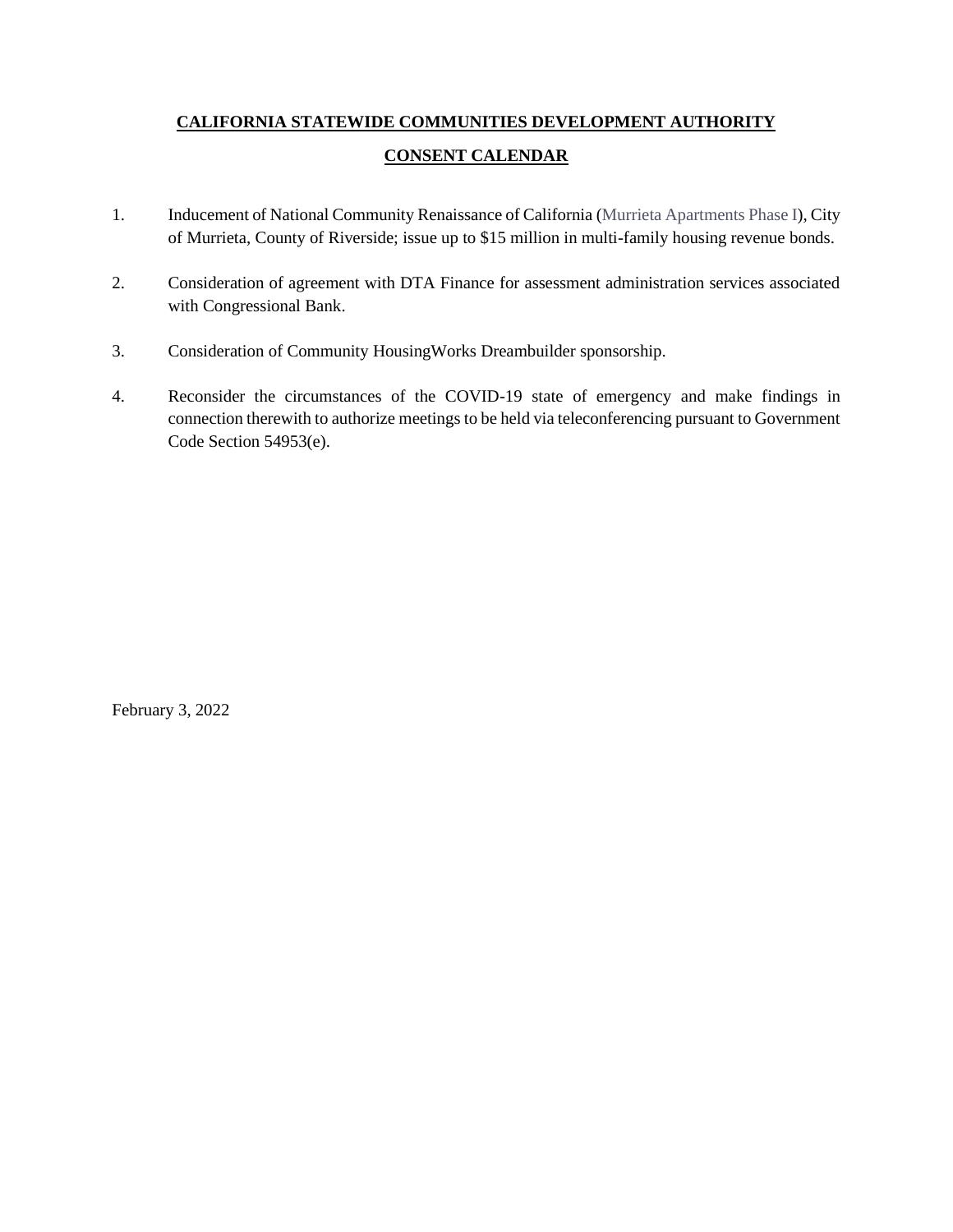# CALIFORNIA STATEWIDE COMMUNITIES DEVELOPMENT AUTHORITY

## CONSENT CALENDAR

1. Inducement of National Community Renaissance of California (Murrieta Apartments Phase I), City of Murrieta, County of Riverside; issue up to $15 million in multi-family housing revenue bonds.

2. Consideration of agreement with DTA Finance for assessment administration services associated with Congressional Bank.

3. Consideration of Community HousingWorks Dreambuilder sponsorship.

4. Reconsider the circumstances of the COVID-19 state of emergency and make findings in connection therewith to authorize meetings to be held via teleconferencing pursuant to Government Code Section 54953(e).

February 3, 2022